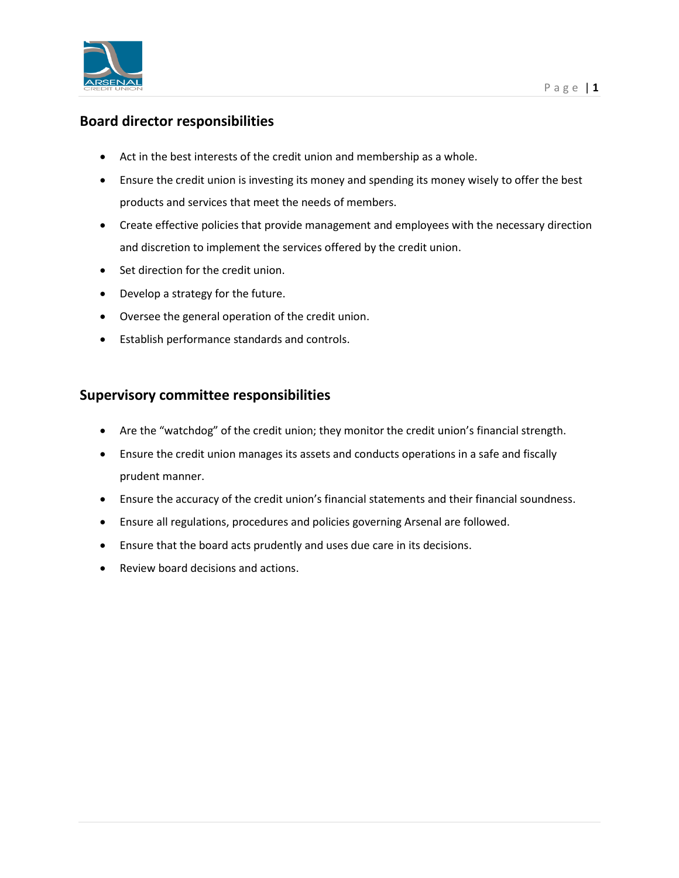## Board director responsibilities

- Act in the best interests of the credit union and membership as a whole.
- Ensure the credit union is investing its money and spending its money wisely to offer the best products and services that meet the needs of members.
- Create effective policies that provide management and employees with the necessary direction and discretion to implement the services offered by the credit union.
- Set direction for the credit union.
- Develop a strategy for the future.
- Oversee the general operation of the credit union.
- Establish performance standards and controls.

## Supervisory committee responsibilities

- Are the "watchdog" of the credit union; they monitor the credit union's financial strength.
- Ensure the credit union manages its assets and conducts operations in a safe and fiscally prudent manner.
- Ensure the accuracy of the credit union's financial statements and their financial soundness.
- Ensure all regulations, procedures and policies governing Arsenal are followed.
- Ensure that the board acts prudently and uses due care in its decisions.
- Review board decisions and actions.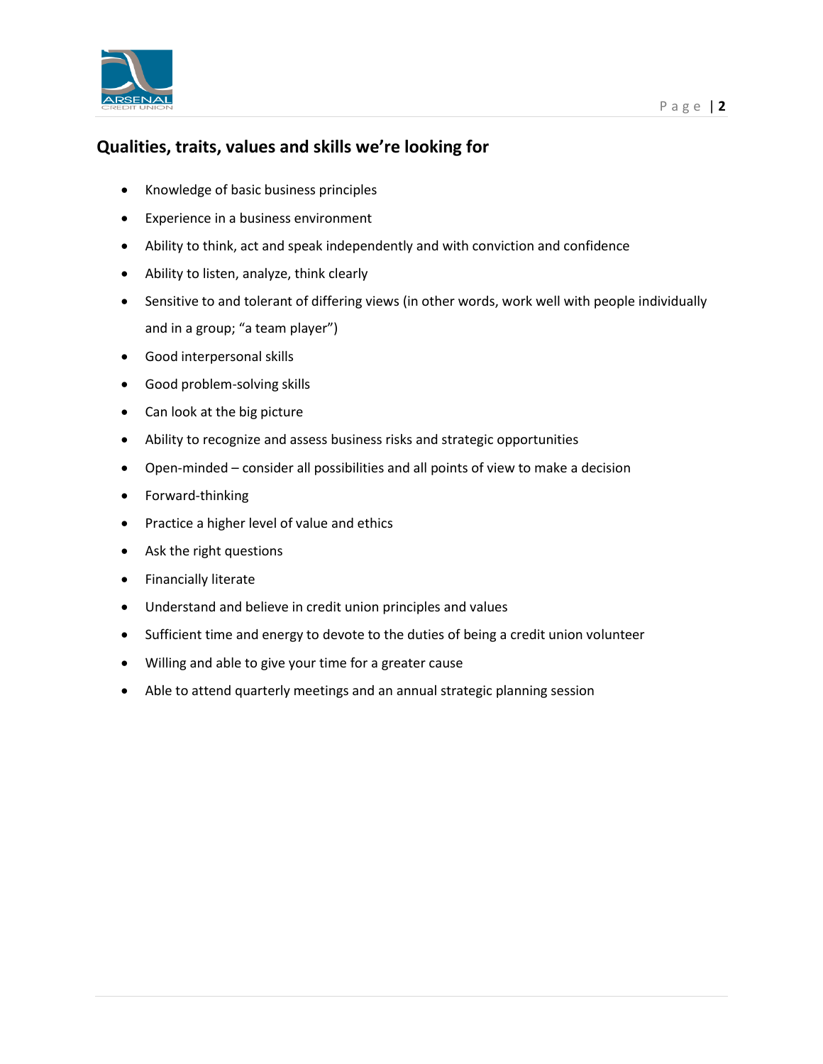## Qualities, traits, values and skills we’re looking for

- Knowledge of basic business principles
- Experience in a business environment
- Ability to think, act and speak independently and with conviction and confidence
- Ability to listen, analyze, think clearly
- Sensitive to and tolerant of differing views (in other words, work well with people individually and in a group; “a team player”)
- Good interpersonal skills
- Good problem-solving skills
- Can look at the big picture
- Ability to recognize and assess business risks and strategic opportunities
- Open-minded – consider all possibilities and all points of view to make a decision
- Forward-thinking
- Practice a higher level of value and ethics
- Ask the right questions
- Financially literate
- Understand and believe in credit union principles and values
- Sufficient time and energy to devote to the duties of being a credit union volunteer
- Willing and able to give your time for a greater cause
- Able to attend quarterly meetings and an annual strategic planning session